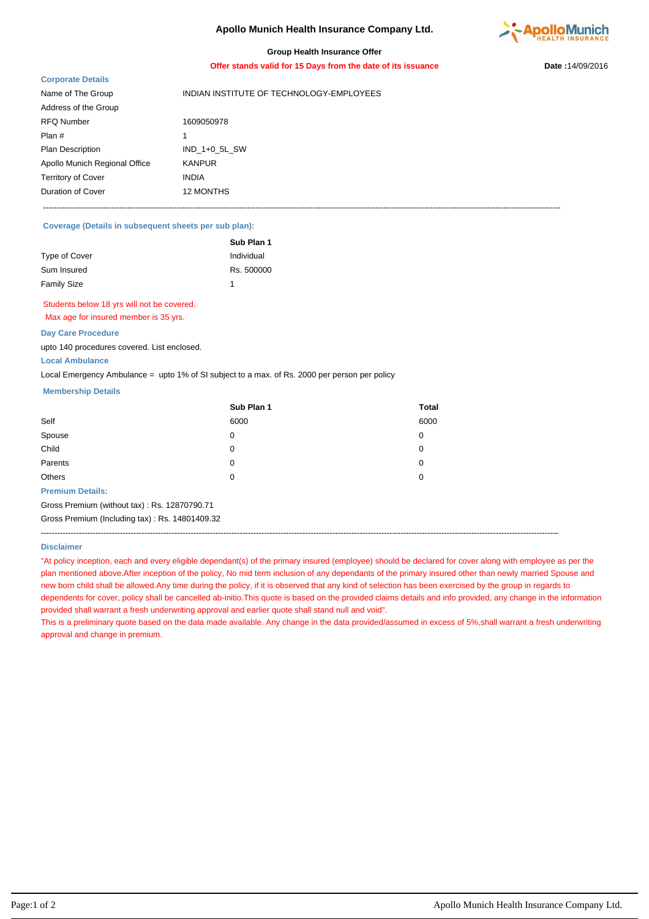# Apollo Munich Health Insurance Company Ltd.

**Group Health Insurance Offer**

**Offer stands valid for 15 Days from the date of its issuance**

**Date :**14/09/2016

### Corporate Details

| | |
|---|---|
| Name of The Group | INDIAN INSTITUTE OF TECHNOLOGY-EMPLOYEES |
| Address of the Group | |
| RFQ Number | 1609050978 |
| Plan # | 1 |
| Plan Description | IND_1+0_5L_SW |
| Apollo Munich Regional Office | KANPUR |
| Territory of Cover | INDIA |
| Duration of Cover | 12 MONTHS |

---

### Coverage (Details in subsequent sheets per sub plan):

| | **Sub Plan 1** |
|---|---|
| Type of Cover | Individual |
| Sum Insured | Rs. 500000 |
| Family Size | 1 |

Students below 18 yrs will not be covered.

Max age for insured member is 35 yrs.

### Day Care Procedure

upto 140 procedures covered. List enclosed.

### Local Ambulance

Local Emergency Ambulance = upto 1% of SI subject to a max. of Rs. 2000 per person per policy

### Membership Details

| | **Sub Plan 1** | **Total** |
|---|---|---|
| Self | 6000 | 6000 |
| Spouse | 0 | 0 |
| Child | 0 | 0 |
| Parents | 0 | 0 |
| Others | 0 | 0 |

### Premium Details:

Gross Premium (without tax) : Rs. 12870790.71

Gross Premium (Including tax) : Rs. 14801409.32

---

### Disclaimer

"At policy inception, each and every eligible dependant(s) of the primary insured (employee) should be declared for cover along with employee as per the plan mentioned above.After inception of the policy, No mid term inclusion of any dependants of the primary insured other than newly married Spouse and new born child shall be allowed.Any time during the policy, if it is observed that any kind of selection has been exercised by the group in regards to dependents for cover, policy shall be cancelled ab-initio.This quote is based on the provided claims details and info provided, any change in the information provided shall warrant a fresh underwriting approval and earlier quote shall stand null and void".

This is a preliminary quote based on the data made available. Any change in the data provided/assumed in excess of 5%,shall warrant a fresh underwriting approval and change in premium.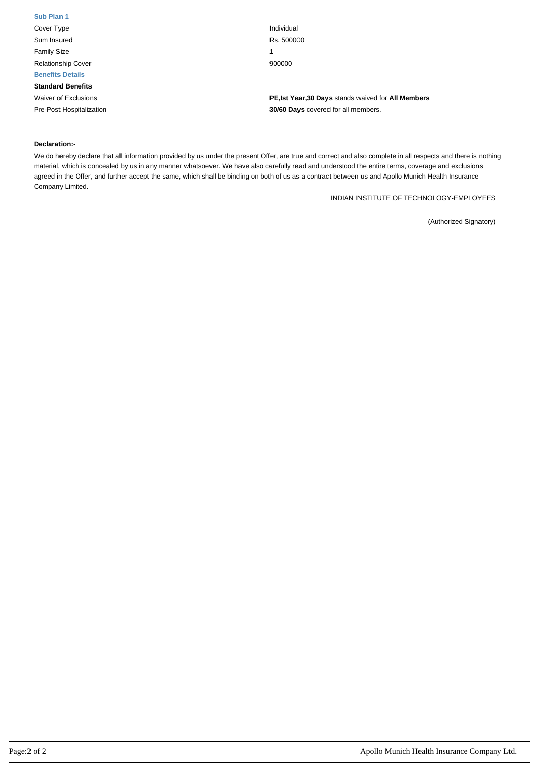### Sub Plan 1

| | |
|---|---|
| Cover Type | Individual |
| Sum Insured | Rs. 500000 |
| Family Size | 1 |
| Relationship Cover | 900000 |

### Benefits Details

**Standard Benefits**

| | |
|---|---|
| Waiver of Exclusions | **PE,Ist Year,30 Days** stands waived for **All Members** |
| Pre-Post Hospitalization | **30/60 Days** covered for all members. |

**Declaration:-**

We do hereby declare that all information provided by us under the present Offer, are true and correct and also complete in all respects and there is nothing material, which is concealed by us in any manner whatsoever. We have also carefully read and understood the entire terms, coverage and exclusions agreed in the Offer, and further accept the same, which shall be binding on both of us as a contract between us and Apollo Munich Health Insurance Company Limited.

INDIAN INSTITUTE OF TECHNOLOGY-EMPLOYEES

(Authorized Signatory)